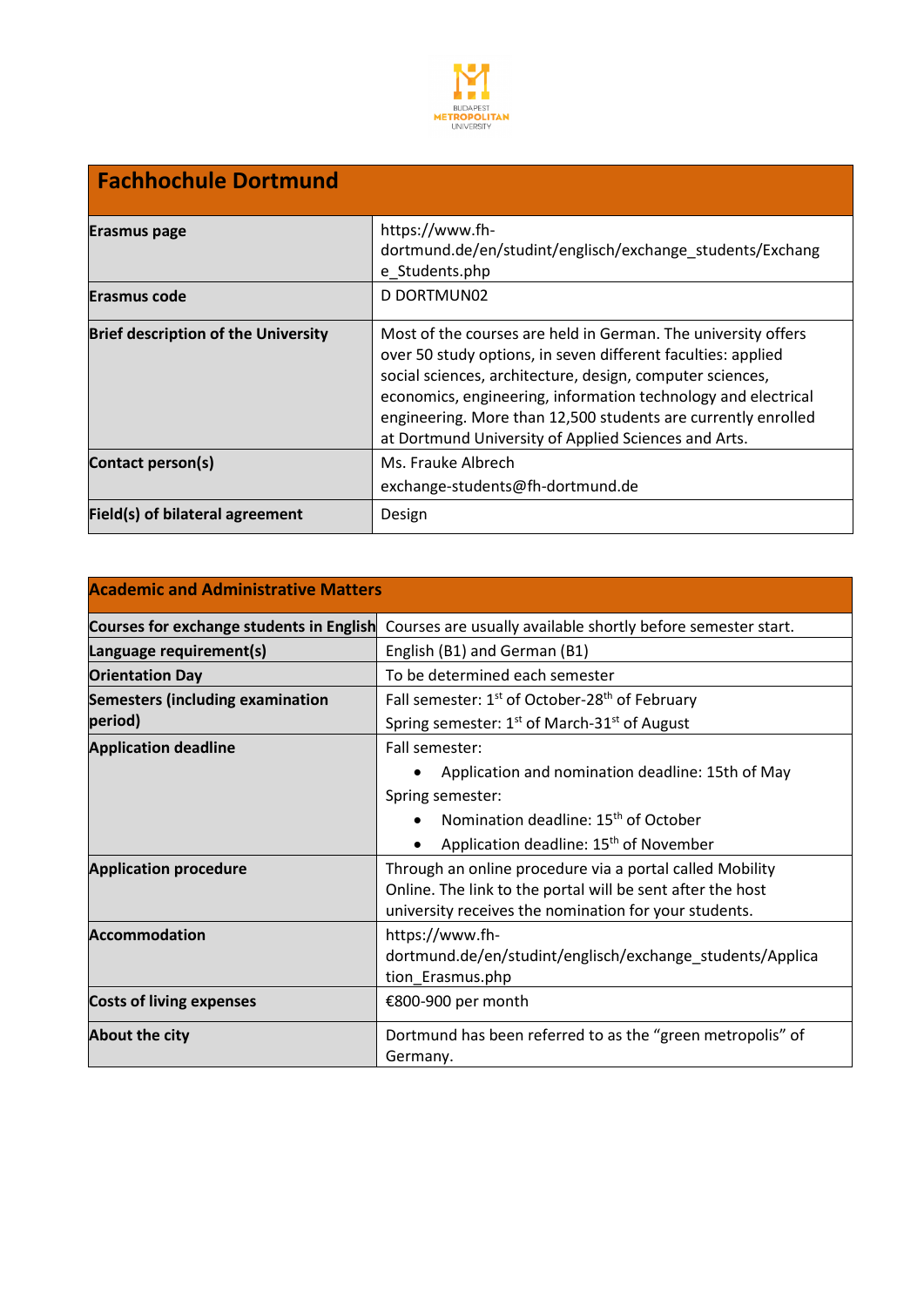| Fachhochule Dortmund | |
|---|---|
| **Erasmus page** | https://www.fh-dortmund.de/en/studint/englisch/exchange_students/Exchange_Students.php |
| **Erasmus code** | D DORTMUN02 |
| **Brief description of the University** | Most of the courses are held in German. The university offers over 50 study options, in seven different faculties: applied social sciences, architecture, design, computer sciences, economics, engineering, information technology and electrical engineering. More than 12,500 students are currently enrolled at Dortmund University of Applied Sciences and Arts. |
| **Contact person(s)** | Ms. Frauke Albrech<br>exchange-students@fh-dortmund.de |
| **Field(s) of bilateral agreement** | Design |

| Academic and Administrative Matters | |
|---|---|
| **Courses for exchange students in English** | Courses are usually available shortly before semester start. |
| **Language requirement(s)** | English (B1) and German (B1) |
| **Orientation Day** | To be determined each semester |
| **Semesters (including examination period)** | Fall semester: 1st of October-28th of February<br>Spring semester: 1st of March-31st of August |
| **Application deadline** | Fall semester:<br>• Application and nomination deadline: 15th of May<br>Spring semester:<br>• Nomination deadline: 15th of October<br>• Application deadline: 15th of November |
| **Application procedure** | Through an online procedure via a portal called Mobility Online. The link to the portal will be sent after the host university receives the nomination for your students. |
| **Accommodation** | https://www.fh-dortmund.de/en/studint/englisch/exchange_students/Application_Erasmus.php |
| **Costs of living expenses** | €800-900 per month |
| **About the city** | Dortmund has been referred to as the "green metropolis" of Germany. |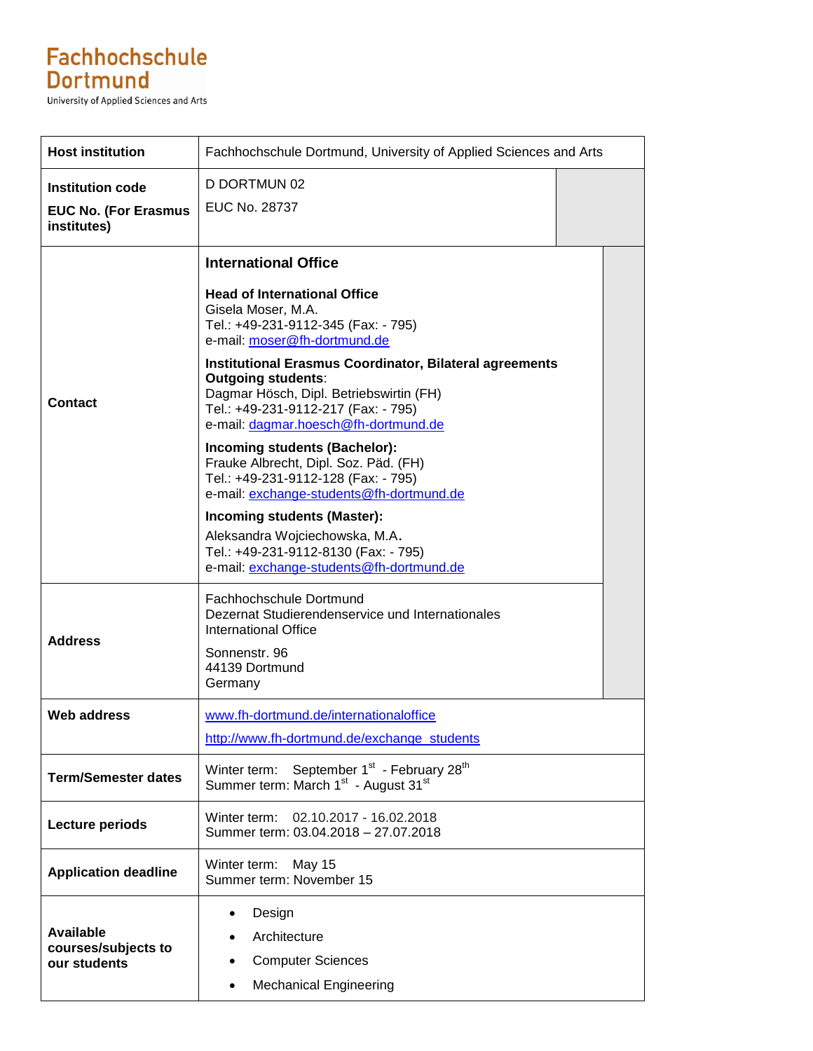**Fachhochschule Dortmund**
University of Applied Sciences and Arts

| **Host institution** | Fachhochschule Dortmund, University of Applied Sciences and Arts |
|---|---|
| **Institution code**<br><br>**EUC No. (For Erasmus institutes)** | D DORTMUN 02<br><br>EUC No. 28737 |
| **Contact** | **International Office**<br><br>**Head of International Office**<br>Gisela Moser, M.A.<br>Tel.: +49-231-9112-345 (Fax: - 795)<br>e-mail: moser@fh-dortmund.de<br><br>**Institutional Erasmus Coordinator, Bilateral agreements Outgoing students**:<br>Dagmar Hösch, Dipl. Betriebswirtin (FH)<br>Tel.: +49-231-9112-217 (Fax: - 795)<br>e-mail: dagmar.hoesch@fh-dortmund.de<br><br>**Incoming students (Bachelor):**<br>Frauke Albrecht, Dipl. Soz. Päd. (FH)<br>Tel.: +49-231-9112-128 (Fax: - 795)<br>e-mail: exchange-students@fh-dortmund.de<br><br>**Incoming students (Master):**<br>Aleksandra Wojciechowska, M.A.<br>Tel.: +49-231-9112-8130 (Fax: - 795)<br>e-mail: exchange-students@fh-dortmund.de |
| **Address** | Fachhochschule Dortmund<br>Dezernat Studierendenservice und Internationales<br>International Office<br><br>Sonnenstr. 96<br>44139 Dortmund<br>Germany |
| **Web address** | www.fh-dortmund.de/internationaloffice<br><br>http://www.fh-dortmund.de/exchange_students |
| **Term/Semester dates** | Winter term: September 1st - February 28th<br>Summer term: March 1st - August 31st |
| **Lecture periods** | Winter term: 02.10.2017 - 16.02.2018<br>Summer term: 03.04.2018 – 27.07.2018 |
| **Application deadline** | Winter term: May 15<br>Summer term: November 15 |
| **Available courses/subjects to our students** | • Design<br>• Architecture<br>• Computer Sciences<br>• Mechanical Engineering |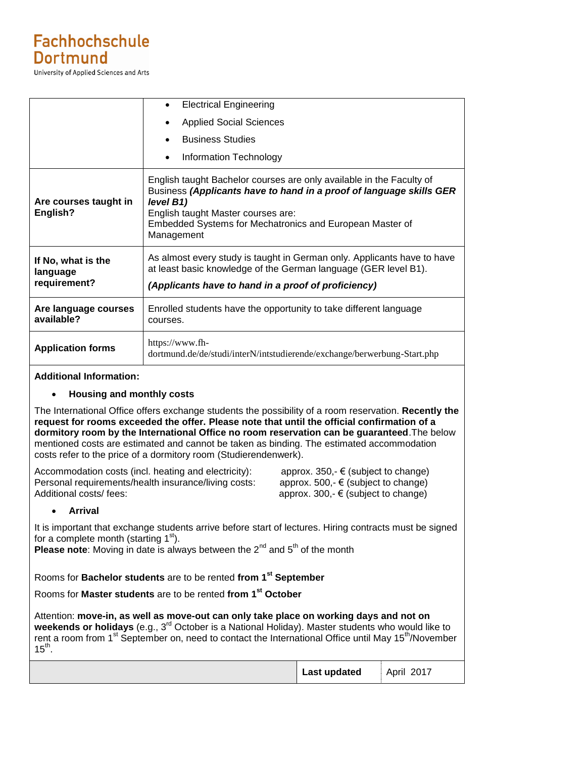Fachhochschule Dortmund
University of Applied Sciences and Arts

| | |
|---|---|
| | • Electrical Engineering<br>• Applied Social Sciences<br>• Business Studies<br>• Information Technology |
| **Are courses taught in English?** | English taught Bachelor courses are only available in the Faculty of Business ***(Applicants have to hand in a proof of language skills GER level B1)***<br>English taught Master courses are:<br>Embedded Systems for Mechatronics and European Master of Management |
| **If No, what is the language requirement?** | As almost every study is taught in German only. Applicants have to have at least basic knowledge of the German language (GER level B1).<br>***(Applicants have to hand in a proof of proficiency)*** |
| **Are language courses available?** | Enrolled students have the opportunity to take different language courses. |
| **Application forms** | https://www.fh-dortmund.de/de/studi/interN/intstudierende/exchange/berwerbung-Start.php |

**Additional Information:**

- **Housing and monthly costs**

The International Office offers exchange students the possibility of a room reservation. **Recently the request for rooms exceeded the offer. Please note that until the official confirmation of a dormitory room by the International Office no room reservation can be guaranteed**.The below mentioned costs are estimated and cannot be taken as binding. The estimated accommodation costs refer to the price of a dormitory room (Studierendenwerk).

| | |
|---|---|
| Accommodation costs (incl. heating and electricity): | approx. 350,- € (subject to change) |
| Personal requirements/health insurance/living costs: | approx. 500,- € (subject to change) |
| Additional costs/ fees: | approx. 300,- € (subject to change) |

- **Arrival**

It is important that exchange students arrive before start of lectures. Hiring contracts must be signed for a complete month (starting 1st).
**Please note**: Moving in date is always between the 2nd and 5th of the month

Rooms for **Bachelor students** are to be rented **from 1st September**

Rooms for **Master students** are to be rented **from 1st October**

Attention: **move-in, as well as move-out can only take place on working days and not on weekends or holidays** (e.g., 3rd October is a National Holiday). Master students who would like to rent a room from 1st September on, need to contact the International Office until May 15th/November 15th.

| | | |
|---|---|---|
| | **Last updated** | April 2017 |